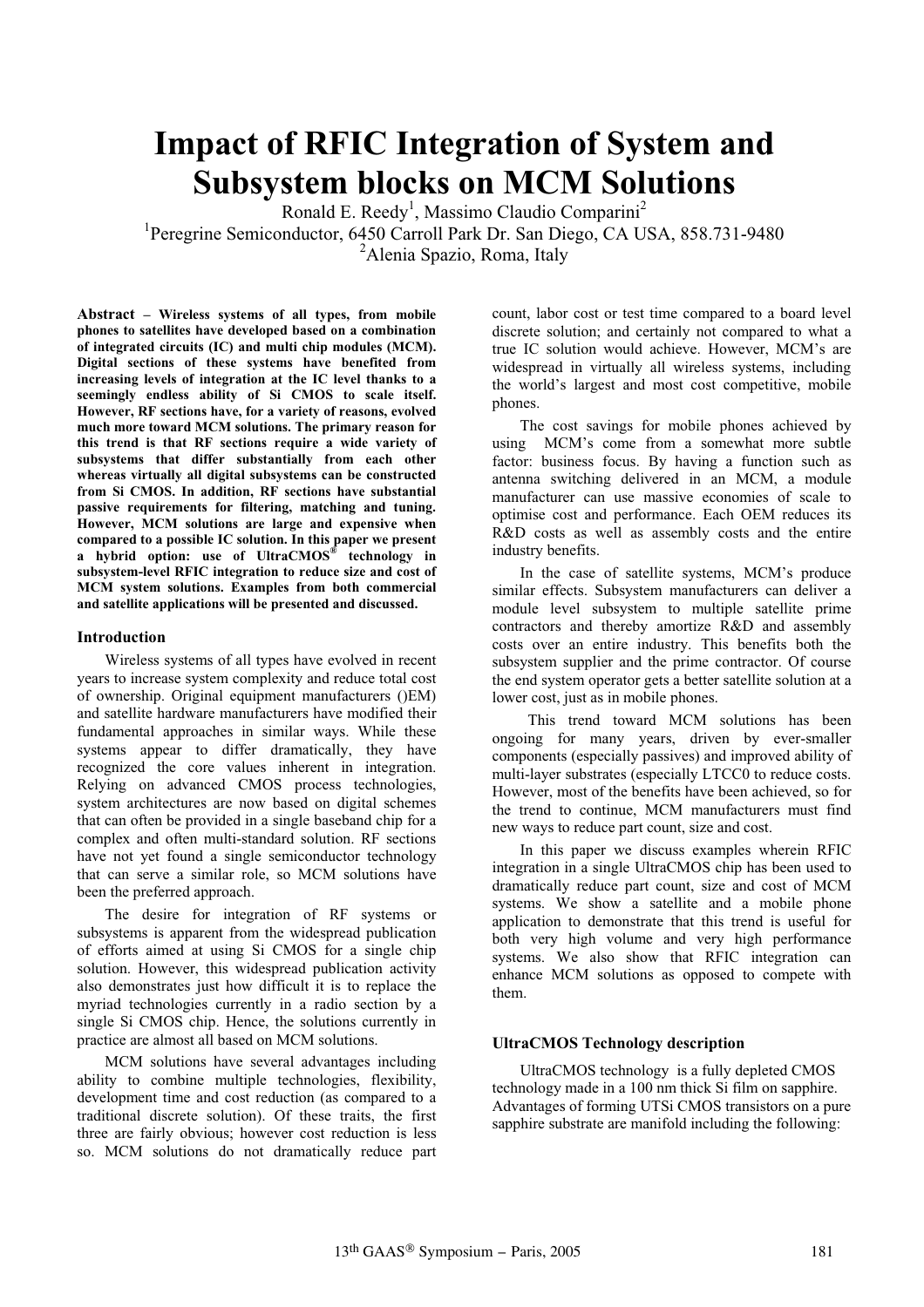# Impact of RFIC Integration of System and Subsystem blocks on MCM Solutions

Ronald E. Reedy[1], Massimo Claudio Comparini[2]

[1]Peregrine Semiconductor, 6450 Carroll Park Dr. San Diego, CA USA, 858.731-9480

[2]Alenia Spazio, Roma, Italy

**Abstract – Wireless systems of all types, from mobile phones to satellites have developed based on a combination of integrated circuits (IC) and multi chip modules (MCM). Digital sections of these systems have benefited from increasing levels of integration at the IC level thanks to a seemingly endless ability of Si CMOS to scale itself. However, RF sections have, for a variety of reasons, evolved much more toward MCM solutions. The primary reason for this trend is that RF sections require a wide variety of subsystems that differ substantially from each other whereas virtually all digital subsystems can be constructed from Si CMOS. In addition, RF sections have substantial passive requirements for filtering, matching and tuning. However, MCM solutions are large and expensive when compared to a possible IC solution. In this paper we present a hybrid option: use of UltraCMOS® technology in subsystem-level RFIC integration to reduce size and cost of MCM system solutions. Examples from both commercial and satellite applications will be presented and discussed.**

### Introduction

Wireless systems of all types have evolved in recent years to increase system complexity and reduce total cost of ownership. Original equipment manufacturers ()EM) and satellite hardware manufacturers have modified their fundamental approaches in similar ways. While these systems appear to differ dramatically, they have recognized the core values inherent in integration. Relying on advanced CMOS process technologies, system architectures are now based on digital schemes that can often be provided in a single baseband chip for a complex and often multi-standard solution. RF sections have not yet found a single semiconductor technology that can serve a similar role, so MCM solutions have been the preferred approach.

The desire for integration of RF systems or subsystems is apparent from the widespread publication of efforts aimed at using Si CMOS for a single chip solution. However, this widespread publication activity also demonstrates just how difficult it is to replace the myriad technologies currently in a radio section by a single Si CMOS chip. Hence, the solutions currently in practice are almost all based on MCM solutions.

MCM solutions have several advantages including ability to combine multiple technologies, flexibility, development time and cost reduction (as compared to a traditional discrete solution). Of these traits, the first three are fairly obvious; however cost reduction is less so. MCM solutions do not dramatically reduce part count, labor cost or test time compared to a board level discrete solution; and certainly not compared to what a true IC solution would achieve. However, MCM's are widespread in virtually all wireless systems, including the world's largest and most cost competitive, mobile phones.

The cost savings for mobile phones achieved by using MCM's come from a somewhat more subtle factor: business focus. By having a function such as antenna switching delivered in an MCM, a module manufacturer can use massive economies of scale to optimise cost and performance. Each OEM reduces its R&D costs as well as assembly costs and the entire industry benefits.

In the case of satellite systems, MCM's produce similar effects. Subsystem manufacturers can deliver a module level subsystem to multiple satellite prime contractors and thereby amortize R&D and assembly costs over an entire industry. This benefits both the subsystem supplier and the prime contractor. Of course the end system operator gets a better satellite solution at a lower cost, just as in mobile phones.

This trend toward MCM solutions has been ongoing for many years, driven by ever-smaller components (especially passives) and improved ability of multi-layer substrates (especially LTCC0 to reduce costs. However, most of the benefits have been achieved, so for the trend to continue, MCM manufacturers must find new ways to reduce part count, size and cost.

In this paper we discuss examples wherein RFIC integration in a single UltraCMOS chip has been used to dramatically reduce part count, size and cost of MCM systems. We show a satellite and a mobile phone application to demonstrate that this trend is useful for both very high volume and very high performance systems. We also show that RFIC integration can enhance MCM solutions as opposed to compete with them.

### UltraCMOS Technology description

UltraCMOS technology is a fully depleted CMOS technology made in a 100 nm thick Si film on sapphire. Advantages of forming UTSi CMOS transistors on a pure sapphire substrate are manifold including the following: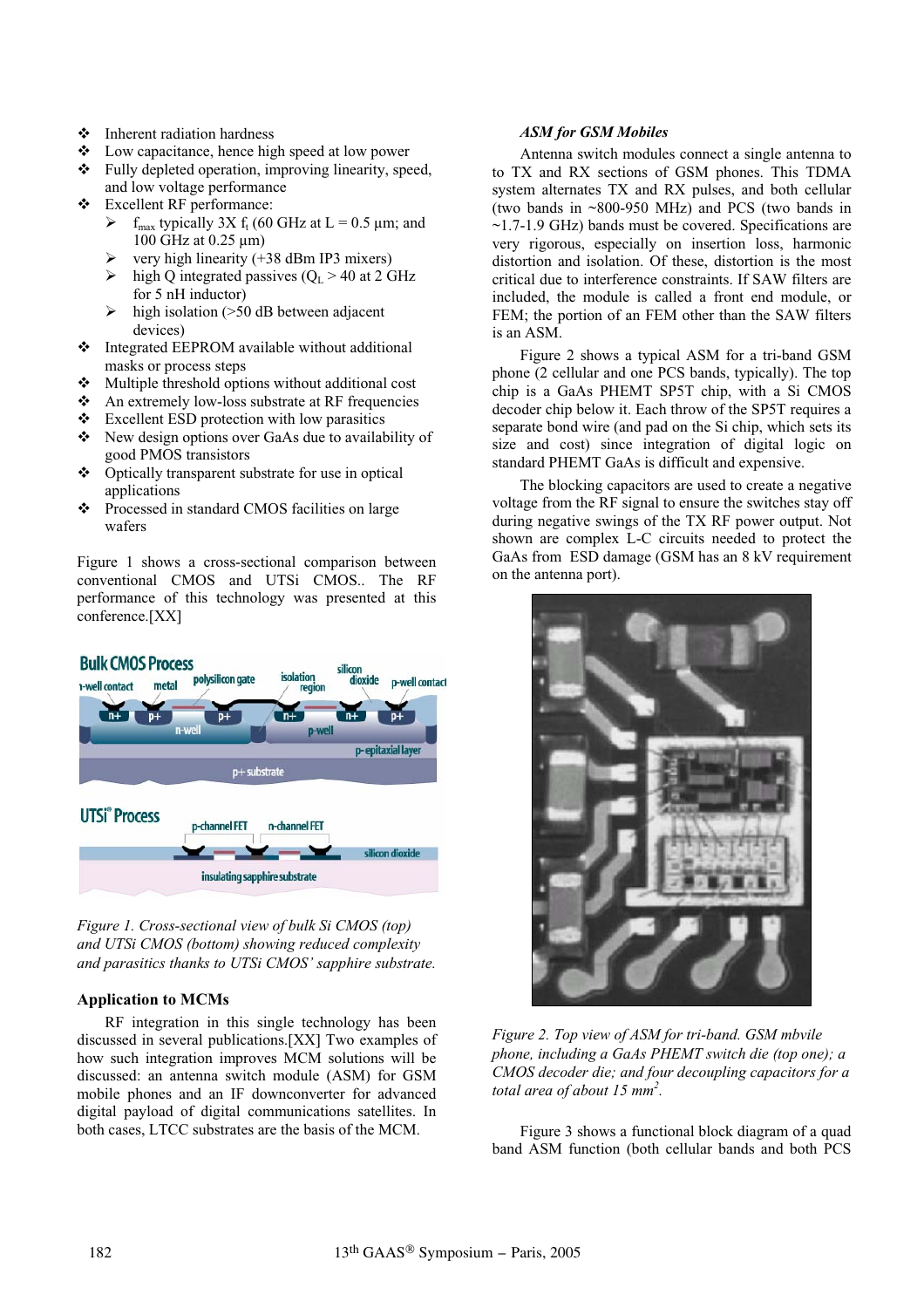- Inherent radiation hardness
- Low capacitance, hence high speed at low power
- Fully depleted operation, improving linearity, speed, and low voltage performance
- Excellent RF performance:
  - $f_{max}$ typically 3X $f_t$ (60 GHz at L = 0.5 µm; and 100 GHz at 0.25 µm)
  - very high linearity (+38 dBm IP3 mixers)
  - high Q integrated passives ($Q_L$ > 40 at 2 GHz for 5 nH inductor)
  - high isolation (>50 dB between adjacent devices)
- Integrated EEPROM available without additional masks or process steps
- Multiple threshold options without additional cost
- An extremely low-loss substrate at RF frequencies
- Excellent ESD protection with low parasitics
- New design options over GaAs due to availability of good PMOS transistors
- Optically transparent substrate for use in optical applications
- Processed in standard CMOS facilities on large wafers

Figure 1 shows a cross-sectional comparison between conventional CMOS and UTSi CMOS.. The RF performance of this technology was presented at this conference.[XX]

*Figure 1. Cross-sectional view of bulk Si CMOS (top) and UTSi CMOS (bottom) showing reduced complexity and parasitics thanks to UTSi CMOS' sapphire substrate.*

### Application to MCMs

RF integration in this single technology has been discussed in several publications.[XX] Two examples of how such integration improves MCM solutions will be discussed: an antenna switch module (ASM) for GSM mobile phones and an IF downconverter for advanced digital payload of digital communications satellites. In both cases, LTCC substrates are the basis of the MCM.

#### *ASM for GSM Mobiles*

Antenna switch modules connect a single antenna to to TX and RX sections of GSM phones. This TDMA system alternates TX and RX pulses, and both cellular (two bands in ~800-950 MHz) and PCS (two bands in ~1.7-1.9 GHz) bands must be covered. Specifications are very rigorous, especially on insertion loss, harmonic distortion and isolation. Of these, distortion is the most critical due to interference constraints. If SAW filters are included, the module is called a front end module, or FEM; the portion of an FEM other than the SAW filters is an ASM.

Figure 2 shows a typical ASM for a tri-band GSM phone (2 cellular and one PCS bands, typically). The top chip is a GaAs PHEMT SP5T chip, with a Si CMOS decoder chip below it. Each throw of the SP5T requires a separate bond wire (and pad on the Si chip, which sets its size and cost) since integration of digital logic on standard PHEMT GaAs is difficult and expensive.

The blocking capacitors are used to create a negative voltage from the RF signal to ensure the switches stay off during negative swings of the TX RF power output. Not shown are complex L-C circuits needed to protect the GaAs from ESD damage (GSM has an 8 kV requirement on the antenna port).

*Figure 2. Top view of ASM for tri-band. GSM mbvile phone, including a GaAs PHEMT switch die (top one); a CMOS decoder die; and four decoupling capacitors for a total area of about 15 mm$^2$.*

Figure 3 shows a functional block diagram of a quad band ASM function (both cellular bands and both PCS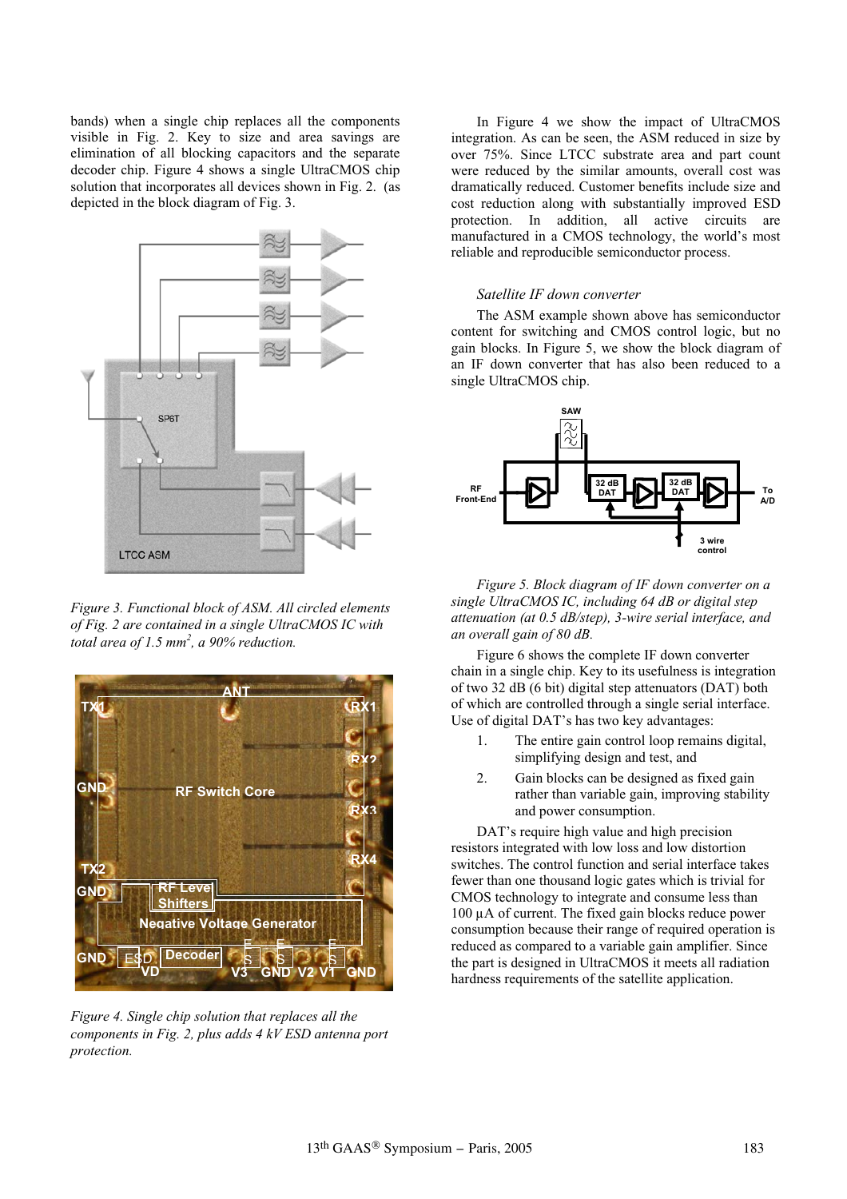bands) when a single chip replaces all the components visible in Fig. 2. Key to size and area savings are elimination of all blocking capacitors and the separate decoder chip. Figure 4 shows a single UltraCMOS chip solution that incorporates all devices shown in Fig. 2. (as depicted in the block diagram of Fig. 3.

*Figure 3. Functional block of ASM. All circled elements of Fig. 2 are contained in a single UltraCMOS IC with total area of 1.5 mm², a 90% reduction.*

*Figure 4. Single chip solution that replaces all the components in Fig. 2, plus adds 4 kV ESD antenna port protection.*

In Figure 4 we show the impact of UltraCMOS integration. As can be seen, the ASM reduced in size by over 75%. Since LTCC substrate area and part count were reduced by the similar amounts, overall cost was dramatically reduced. Customer benefits include size and cost reduction along with substantially improved ESD protection. In addition, all active circuits are manufactured in a CMOS technology, the world's most reliable and reproducible semiconductor process.

### *Satellite IF down converter*

The ASM example shown above has semiconductor content for switching and CMOS control logic, but no gain blocks. In Figure 5, we show the block diagram of an IF down converter that has also been reduced to a single UltraCMOS chip.

*Figure 5. Block diagram of IF down converter on a single UltraCMOS IC, including 64 dB or digital step attenuation (at 0.5 dB/step), 3-wire serial interface, and an overall gain of 80 dB.*

Figure 6 shows the complete IF down converter chain in a single chip. Key to its usefulness is integration of two 32 dB (6 bit) digital step attenuators (DAT) both of which are controlled through a single serial interface. Use of digital DAT's has two key advantages:

1. The entire gain control loop remains digital, simplifying design and test, and
2. Gain blocks can be designed as fixed gain rather than variable gain, improving stability and power consumption.

DAT's require high value and high precision resistors integrated with low loss and low distortion switches. The control function and serial interface takes fewer than one thousand logic gates which is trivial for CMOS technology to integrate and consume less than 100 µA of current. The fixed gain blocks reduce power consumption because their range of required operation is reduced as compared to a variable gain amplifier. Since the part is designed in UltraCMOS it meets all radiation hardness requirements of the satellite application.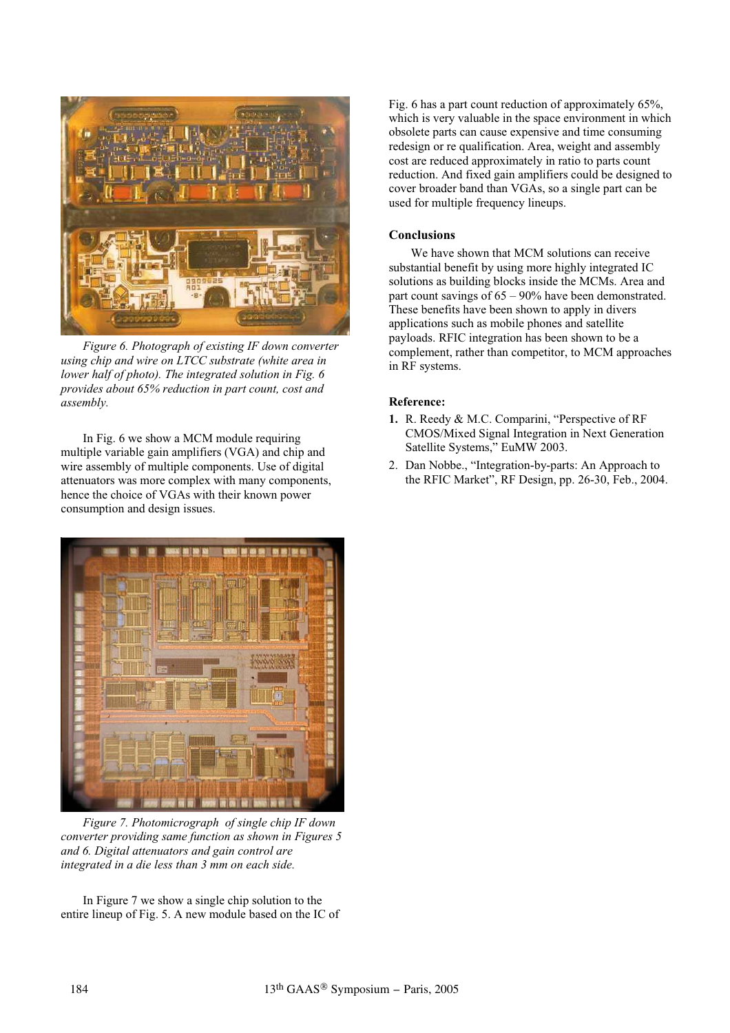*Figure 6. Photograph of existing IF down converter using chip and wire on LTCC substrate (white area in lower half of photo). The integrated solution in Fig. 6 provides about 65% reduction in part count, cost and assembly.*

In Fig. 6 we show a MCM module requiring multiple variable gain amplifiers (VGA) and chip and wire assembly of multiple components. Use of digital attenuators was more complex with many components, hence the choice of VGAs with their known power consumption and design issues.

*Figure 7. Photomicrograph of single chip IF down converter providing same function as shown in Figures 5 and 6. Digital attenuators and gain control are integrated in a die less than 3 mm on each side.*

In Figure 7 we show a single chip solution to the entire lineup of Fig. 5. A new module based on the IC of Fig. 6 has a part count reduction of approximately 65%, which is very valuable in the space environment in which obsolete parts can cause expensive and time consuming redesign or re qualification. Area, weight and assembly cost are reduced approximately in ratio to parts count reduction. And fixed gain amplifiers could be designed to cover broader band than VGAs, so a single part can be used for multiple frequency lineups.

**Conclusions**

We have shown that MCM solutions can receive substantial benefit by using more highly integrated IC solutions as building blocks inside the MCMs. Area and part count savings of 65 – 90% have been demonstrated. These benefits have been shown to apply in divers applications such as mobile phones and satellite payloads. RFIC integration has been shown to be a complement, rather than competitor, to MCM approaches in RF systems.

**Reference:**

1. R. Reedy & M.C. Comparini, "Perspective of RF CMOS/Mixed Signal Integration in Next Generation Satellite Systems," EuMW 2003.
2. Dan Nobbe., "Integration-by-parts: An Approach to the RFIC Market", RF Design, pp. 26-30, Feb., 2004.